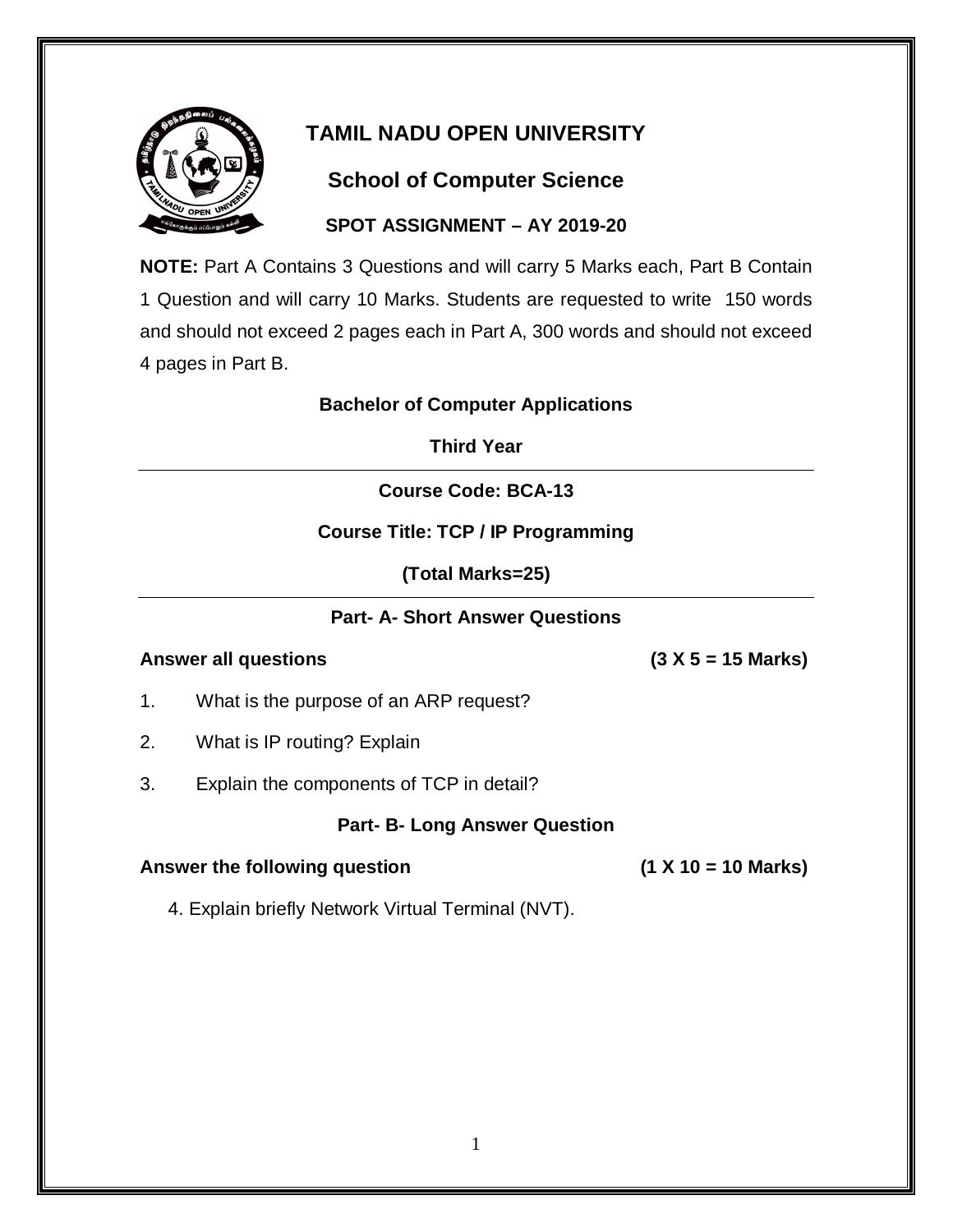# TAMIL NADU OPEN UNIVERSITY

## School of Computer Science

### SPOT ASSIGNMENT – AY 2019-20

**NOTE:** Part A Contains 3 Questions and will carry 5 Marks each, Part B Contain 1 Question and will carry 10 Marks. Students are requested to write 150 words and should not exceed 2 pages each in Part A, 300 words and should not exceed 4 pages in Part B.

**Bachelor of Computer Applications**

**Third Year**

---

**Course Code: BCA-13**

**Course Title: TCP / IP Programming**

**(Total Marks=25)**

---

**Part- A- Short Answer Questions**

**Answer all questions** **(3 X 5 = 15 Marks)**

1. What is the purpose of an ARP request?
2. What is IP routing? Explain
3. Explain the components of TCP in detail?

**Part- B- Long Answer Question**

**Answer the following question** **(1 X 10 = 10 Marks)**

4. Explain briefly Network Virtual Terminal (NVT).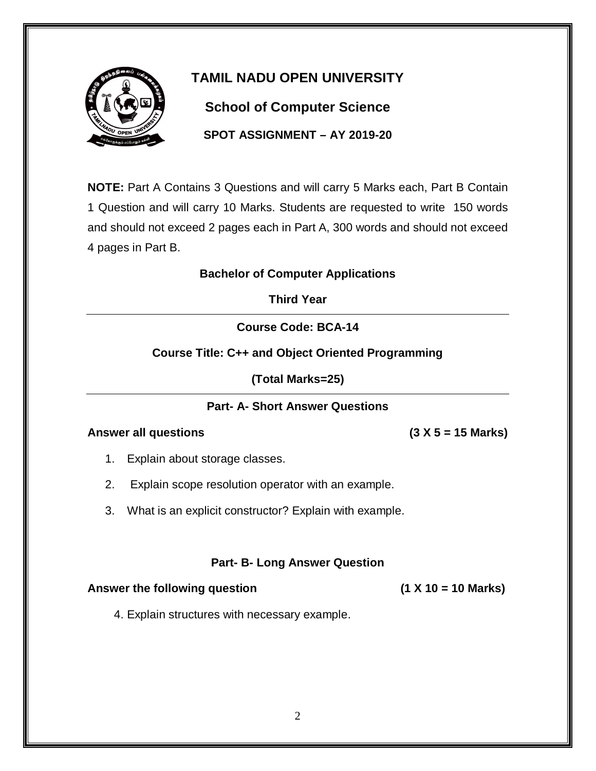# TAMIL NADU OPEN UNIVERSITY

## School of Computer Science

### SPOT ASSIGNMENT – AY 2019-20

**NOTE:** Part A Contains 3 Questions and will carry 5 Marks each, Part B Contain 1 Question and will carry 10 Marks. Students are requested to write 150 words and should not exceed 2 pages each in Part A, 300 words and should not exceed 4 pages in Part B.

**Bachelor of Computer Applications**

**Third Year**

---

**Course Code: BCA-14**

**Course Title: C++ and Object Oriented Programming**

**(Total Marks=25)**

---

**Part- A- Short Answer Questions**

**Answer all questions** **(3 X 5 = 15 Marks)**

1. Explain about storage classes.
2. Explain scope resolution operator with an example.
3. What is an explicit constructor? Explain with example.

**Part- B- Long Answer Question**

**Answer the following question** **(1 X 10 = 10 Marks)**

4. Explain structures with necessary example.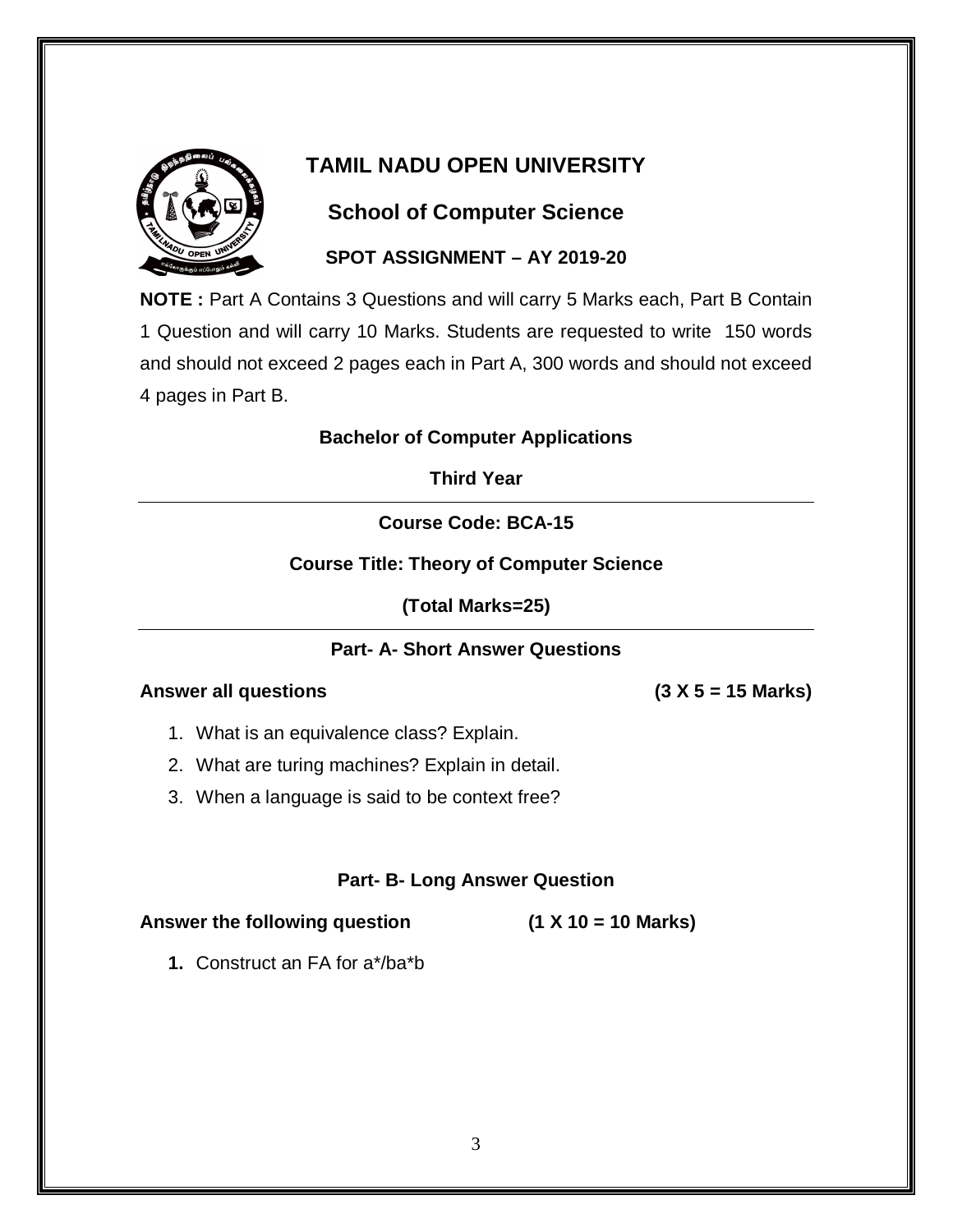# TAMIL NADU OPEN UNIVERSITY

## School of Computer Science

### SPOT ASSIGNMENT – AY 2019-20

**NOTE :** Part A Contains 3 Questions and will carry 5 Marks each, Part B Contain 1 Question and will carry 10 Marks. Students are requested to write 150 words and should not exceed 2 pages each in Part A, 300 words and should not exceed 4 pages in Part B.

**Bachelor of Computer Applications**

**Third Year**

---

**Course Code: BCA-15**

**Course Title: Theory of Computer Science**

**(Total Marks=25)**

---

**Part- A- Short Answer Questions**

**Answer all questions** **(3 X 5 = 15 Marks)**

1. What is an equivalence class? Explain.
2. What are turing machines? Explain in detail.
3. When a language is said to be context free?

**Part- B- Long Answer Question**

**Answer the following question** **(1 X 10 = 10 Marks)**

1. Construct an FA for a*/ba*b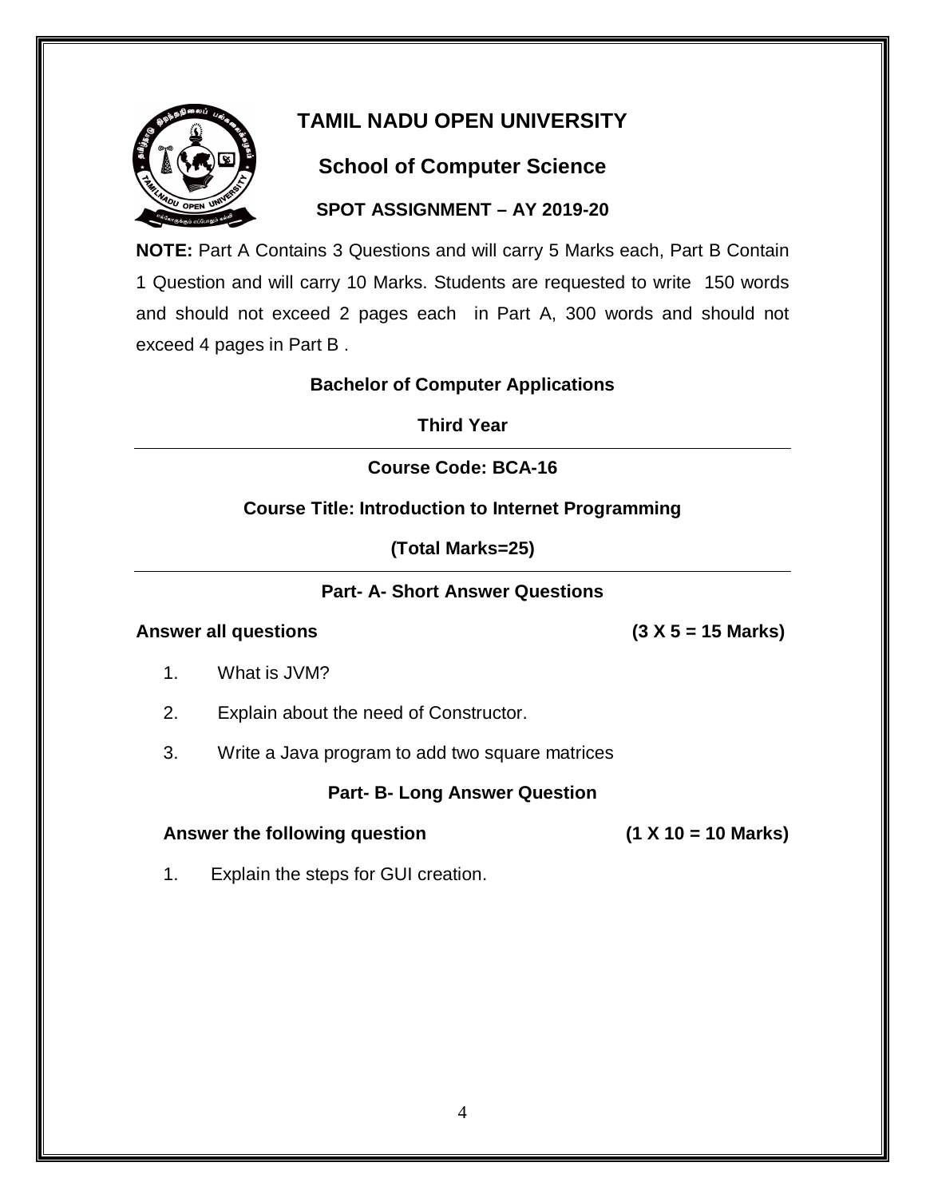# TAMIL NADU OPEN UNIVERSITY

## School of Computer Science

### SPOT ASSIGNMENT – AY 2019-20

**NOTE:** Part A Contains 3 Questions and will carry 5 Marks each, Part B Contain 1 Question and will carry 10 Marks. Students are requested to write 150 words and should not exceed 2 pages each in Part A, 300 words and should not exceed 4 pages in Part B .

**Bachelor of Computer Applications**

**Third Year**

---

**Course Code: BCA-16**

**Course Title: Introduction to Internet Programming**

**(Total Marks=25)**

---

**Part- A- Short Answer Questions**

**Answer all questions** **(3 X 5 = 15 Marks)**

1. What is JVM?
2. Explain about the need of Constructor.
3. Write a Java program to add two square matrices

**Part- B- Long Answer Question**

**Answer the following question** **(1 X 10 = 10 Marks)**

1. Explain the steps for GUI creation.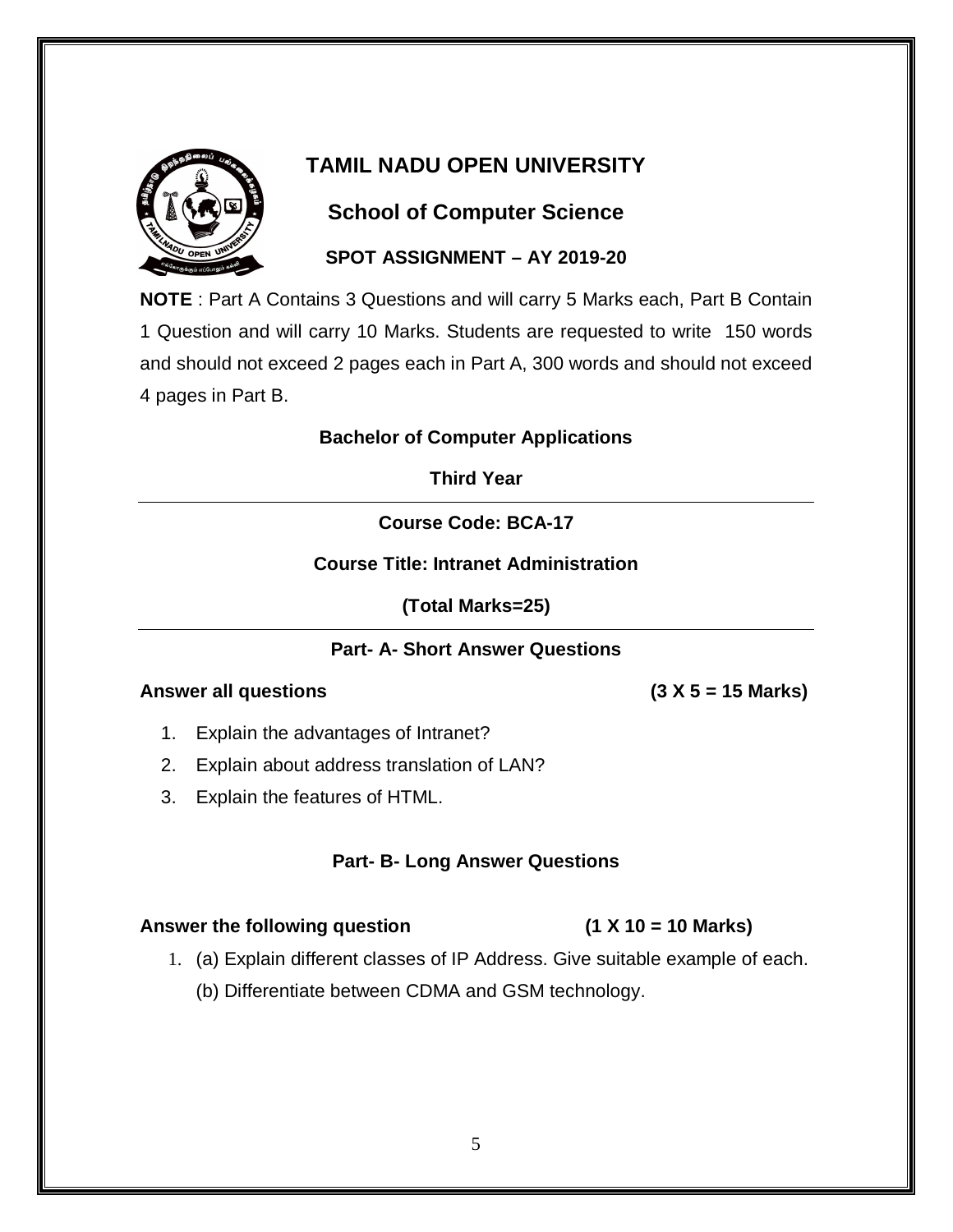# TAMIL NADU OPEN UNIVERSITY

## School of Computer Science

### SPOT ASSIGNMENT – AY 2019-20

**NOTE** : Part A Contains 3 Questions and will carry 5 Marks each, Part B Contain 1 Question and will carry 10 Marks. Students are requested to write 150 words and should not exceed 2 pages each in Part A, 300 words and should not exceed 4 pages in Part B.

**Bachelor of Computer Applications**

**Third Year**

---

**Course Code: BCA-17**

**Course Title: Intranet Administration**

**(Total Marks=25)**

---

**Part- A- Short Answer Questions**

**Answer all questions** **(3 X 5 = 15 Marks)**

1. Explain the advantages of Intranet?
2. Explain about address translation of LAN?
3. Explain the features of HTML.

**Part- B- Long Answer Questions**

**Answer the following question** **(1 X 10 = 10 Marks)**

1. (a) Explain different classes of IP Address. Give suitable example of each.

   (b) Differentiate between CDMA and GSM technology.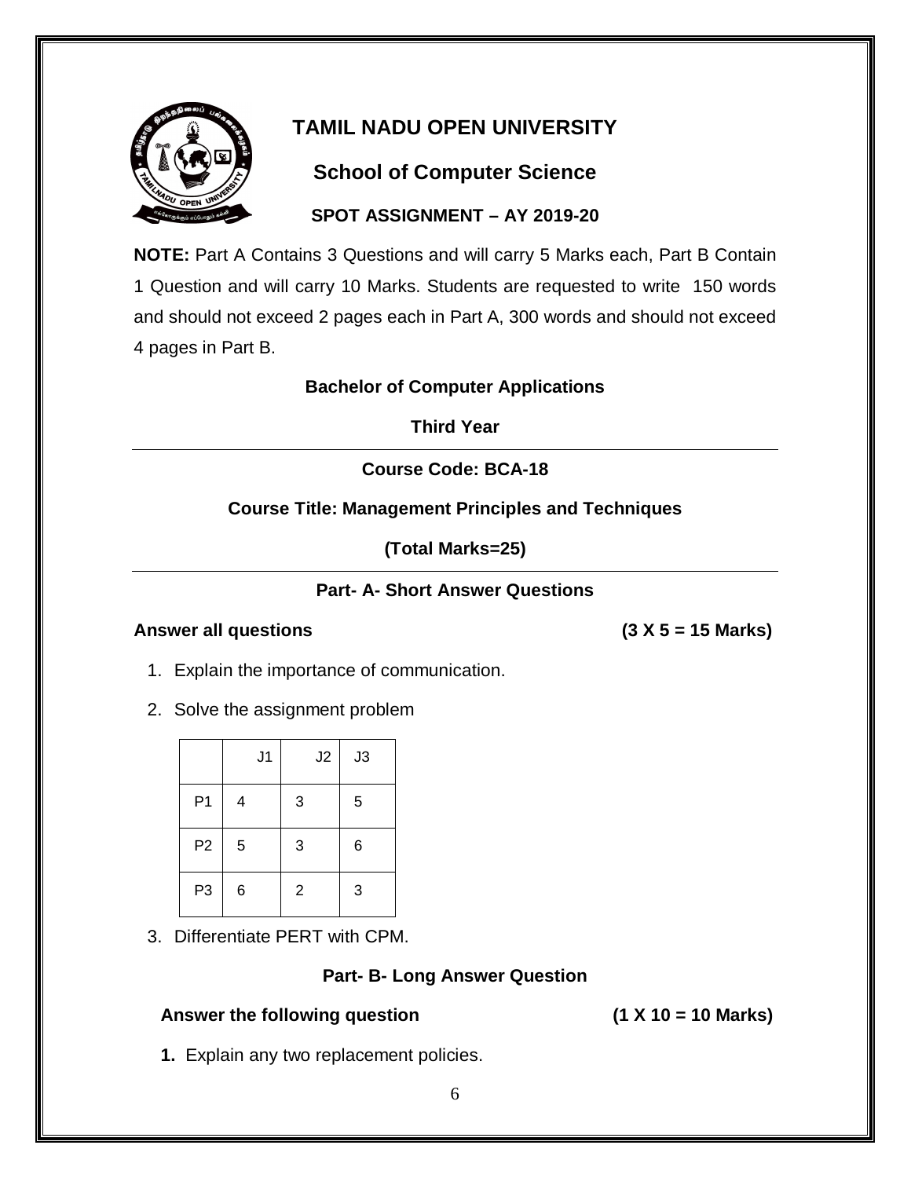# TAMIL NADU OPEN UNIVERSITY

## School of Computer Science

### SPOT ASSIGNMENT – AY 2019-20

**NOTE:** Part A Contains 3 Questions and will carry 5 Marks each, Part B Contain 1 Question and will carry 10 Marks. Students are requested to write 150 words and should not exceed 2 pages each in Part A, 300 words and should not exceed 4 pages in Part B.

**Bachelor of Computer Applications**

**Third Year**

---

**Course Code: BCA-18**

**Course Title: Management Principles and Techniques**

**(Total Marks=25)**

---

**Part- A- Short Answer Questions**

**Answer all questions** **(3 X 5 = 15 Marks)**

1. Explain the importance of communication.
2. Solve the assignment problem

| | J1 | J2 | J3 |
|---|---|---|---|
| P1 | 4 | 3 | 5 |
| P2 | 5 | 3 | 6 |
| P3 | 6 | 2 | 3 |

3. Differentiate PERT with CPM.

**Part- B- Long Answer Question**

**Answer the following question** **(1 X 10 = 10 Marks)**

1. Explain any two replacement policies.